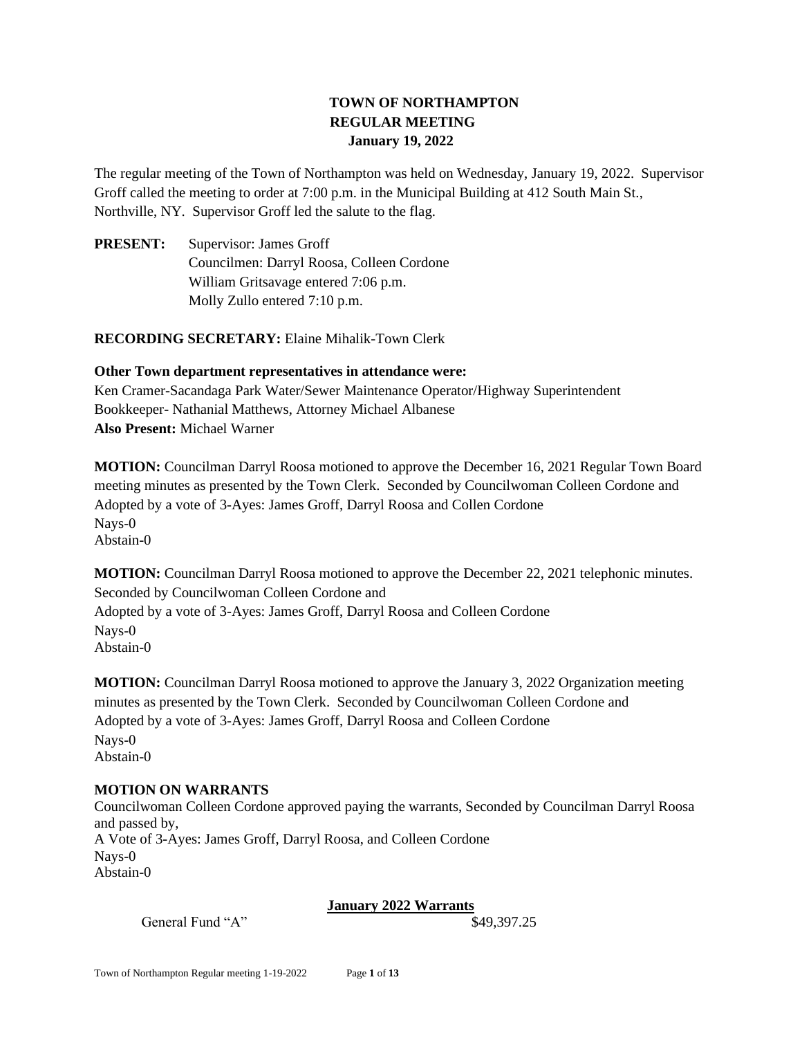# TOWN OF NORTHAMPTON
## REGULAR MEETING
### January 19, 2022

The regular meeting of the Town of Northampton was held on Wednesday, January 19, 2022. Supervisor Groff called the meeting to order at 7:00 p.m. in the Municipal Building at 412 South Main St., Northville, NY. Supervisor Groff led the salute to the flag.

**PRESENT:** Supervisor: James Groff
Councilmen: Darryl Roosa, Colleen Cordone
William Gritsavage entered 7:06 p.m.
Molly Zullo entered 7:10 p.m.

**RECORDING SECRETARY:** Elaine Mihalik-Town Clerk

**Other Town department representatives in attendance were:**
Ken Cramer-Sacandaga Park Water/Sewer Maintenance Operator/Highway Superintendent
Bookkeeper- Nathanial Matthews, Attorney Michael Albanese
**Also Present:** Michael Warner

**MOTION:** Councilman Darryl Roosa motioned to approve the December 16, 2021 Regular Town Board meeting minutes as presented by the Town Clerk. Seconded by Councilwoman Colleen Cordone and Adopted by a vote of 3-Ayes: James Groff, Darryl Roosa and Collen Cordone
Nays-0
Abstain-0

**MOTION:** Councilman Darryl Roosa motioned to approve the December 22, 2021 telephonic minutes. Seconded by Councilwoman Colleen Cordone and
Adopted by a vote of 3-Ayes: James Groff, Darryl Roosa and Colleen Cordone
Nays-0
Abstain-0

**MOTION:** Councilman Darryl Roosa motioned to approve the January 3, 2022 Organization meeting minutes as presented by the Town Clerk. Seconded by Councilwoman Colleen Cordone and
Adopted by a vote of 3-Ayes: James Groff, Darryl Roosa and Colleen Cordone
Nays-0
Abstain-0

**MOTION ON WARRANTS**
Councilwoman Colleen Cordone approved paying the warrants, Seconded by Councilman Darryl Roosa and passed by,
A Vote of 3-Ayes: James Groff, Darryl Roosa, and Colleen Cordone
Nays-0
Abstain-0

**January 2022 Warrants**

| | |
|---|---|
| General Fund "A" | $49,397.25 |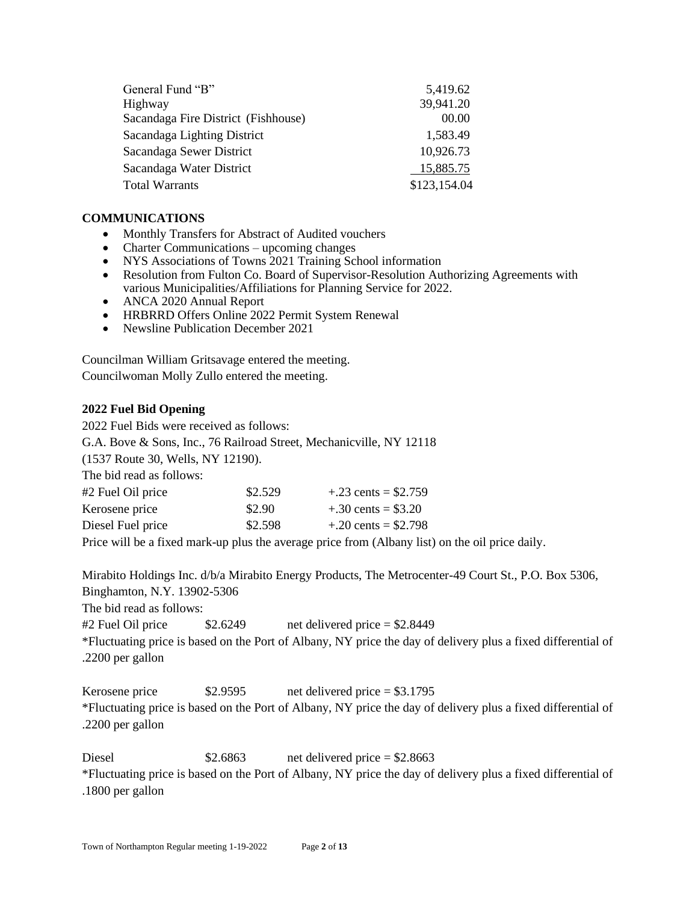| | |
|---|---|
| General Fund "B" | 5,419.62 |
| Highway | 39,941.20 |
| Sacandaga Fire District (Fishhouse) | 00.00 |
| Sacandaga Lighting District | 1,583.49 |
| Sacandaga Sewer District | 10,926.73 |
| Sacandaga Water District | 15,885.75 |
| Total Warrants | $123,154.04 |

**COMMUNICATIONS**

- Monthly Transfers for Abstract of Audited vouchers
- Charter Communications – upcoming changes
- NYS Associations of Towns 2021 Training School information
- Resolution from Fulton Co. Board of Supervisor-Resolution Authorizing Agreements with various Municipalities/Affiliations for Planning Service for 2022.
- ANCA 2020 Annual Report
- HRBRRD Offers Online 2022 Permit System Renewal
- Newsline Publication December 2021

Councilman William Gritsavage entered the meeting.
Councilwoman Molly Zullo entered the meeting.

**2022 Fuel Bid Opening**

2022 Fuel Bids were received as follows:
G.A. Bove & Sons, Inc., 76 Railroad Street, Mechanicville, NY 12118
(1537 Route 30, Wells, NY 12190).
The bid read as follows:

| | | |
|---|---|---|
| #2 Fuel Oil price | $2.529 | +.23 cents = $2.759 |
| Kerosene price | $2.90 | +.30 cents = $3.20 |
| Diesel Fuel price | $2.598 | +.20 cents = $2.798 |

Price will be a fixed mark-up plus the average price from (Albany list) on the oil price daily.

Mirabito Holdings Inc. d/b/a Mirabito Energy Products, The Metrocenter-49 Court St., P.O. Box 5306, Binghamton, N.Y. 13902-5306
The bid read as follows:

#2 Fuel Oil price $2.6249 net delivered price = $2.8449
*Fluctuating price is based on the Port of Albany, NY price the day of delivery plus a fixed differential of .2200 per gallon

Kerosene price $2.9595 net delivered price = $3.1795
*Fluctuating price is based on the Port of Albany, NY price the day of delivery plus a fixed differential of .2200 per gallon

Diesel $2.6863 net delivered price = $2.8663
*Fluctuating price is based on the Port of Albany, NY price the day of delivery plus a fixed differential of .1800 per gallon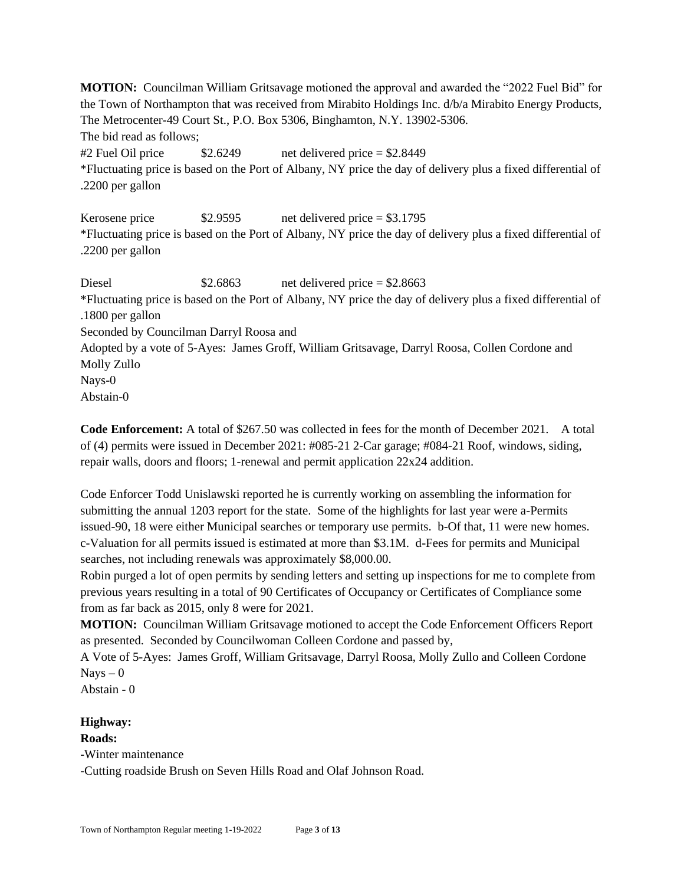**MOTION:** Councilman William Gritsavage motioned the approval and awarded the "2022 Fuel Bid" for the Town of Northampton that was received from Mirabito Holdings Inc. d/b/a Mirabito Energy Products, The Metrocenter-49 Court St., P.O. Box 5306, Binghamton, N.Y. 13902-5306.

The bid read as follows;

#2 Fuel Oil price $2.6249 net delivered price = $2.8449

*Fluctuating price is based on the Port of Albany, NY price the day of delivery plus a fixed differential of .2200 per gallon

Kerosene price $2.9595 net delivered price = $3.1795

*Fluctuating price is based on the Port of Albany, NY price the day of delivery plus a fixed differential of .2200 per gallon

Diesel $2.6863 net delivered price = $2.8663

*Fluctuating price is based on the Port of Albany, NY price the day of delivery plus a fixed differential of .1800 per gallon

Seconded by Councilman Darryl Roosa and

Adopted by a vote of 5-Ayes: James Groff, William Gritsavage, Darryl Roosa, Collen Cordone and Molly Zullo

Nays-0

Abstain-0

**Code Enforcement:** A total of $267.50 was collected in fees for the month of December 2021. A total of (4) permits were issued in December 2021: #085-21 2-Car garage; #084-21 Roof, windows, siding, repair walls, doors and floors; 1-renewal and permit application 22x24 addition.

Code Enforcer Todd Unislawski reported he is currently working on assembling the information for submitting the annual 1203 report for the state. Some of the highlights for last year were a-Permits issued-90, 18 were either Municipal searches or temporary use permits. b-Of that, 11 were new homes. c-Valuation for all permits issued is estimated at more than $3.1M. d-Fees for permits and Municipal searches, not including renewals was approximately $8,000.00.

Robin purged a lot of open permits by sending letters and setting up inspections for me to complete from previous years resulting in a total of 90 Certificates of Occupancy or Certificates of Compliance some from as far back as 2015, only 8 were for 2021.

**MOTION:** Councilman William Gritsavage motioned to accept the Code Enforcement Officers Report as presented. Seconded by Councilwoman Colleen Cordone and passed by,

A Vote of 5-Ayes: James Groff, William Gritsavage, Darryl Roosa, Molly Zullo and Colleen Cordone

Nays – 0

Abstain - 0

**Highway:**

**Roads:**

-Winter maintenance

-Cutting roadside Brush on Seven Hills Road and Olaf Johnson Road.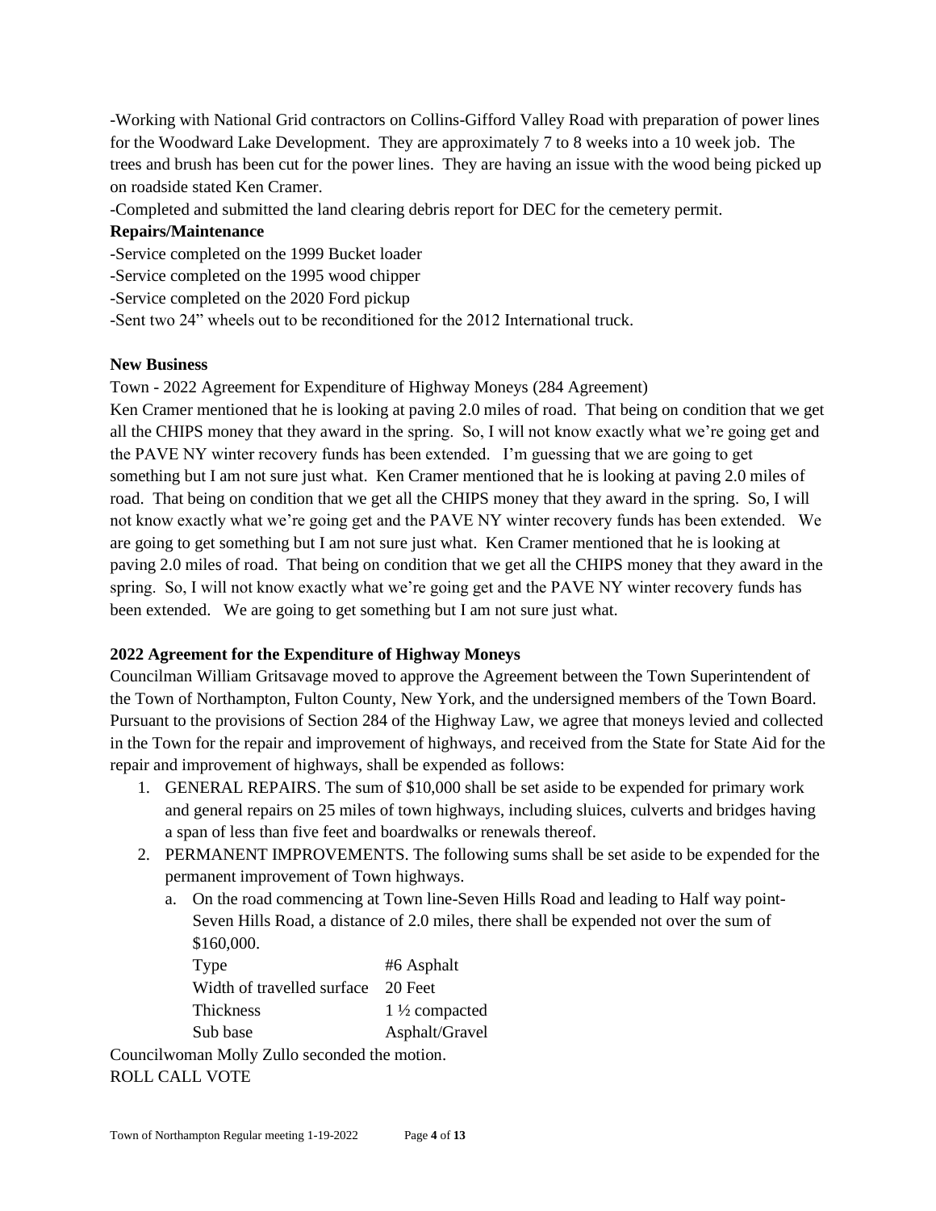-Working with National Grid contractors on Collins-Gifford Valley Road with preparation of power lines for the Woodward Lake Development. They are approximately 7 to 8 weeks into a 10 week job. The trees and brush has been cut for the power lines. They are having an issue with the wood being picked up on roadside stated Ken Cramer.

-Completed and submitted the land clearing debris report for DEC for the cemetery permit.

**Repairs/Maintenance**

-Service completed on the 1999 Bucket loader

-Service completed on the 1995 wood chipper

-Service completed on the 2020 Ford pickup

-Sent two 24" wheels out to be reconditioned for the 2012 International truck.

**New Business**

Town - 2022 Agreement for Expenditure of Highway Moneys (284 Agreement)

Ken Cramer mentioned that he is looking at paving 2.0 miles of road. That being on condition that we get all the CHIPS money that they award in the spring. So, I will not know exactly what we're going get and the PAVE NY winter recovery funds has been extended. I'm guessing that we are going to get something but I am not sure just what. Ken Cramer mentioned that he is looking at paving 2.0 miles of road. That being on condition that we get all the CHIPS money that they award in the spring. So, I will not know exactly what we're going get and the PAVE NY winter recovery funds has been extended. We are going to get something but I am not sure just what. Ken Cramer mentioned that he is looking at paving 2.0 miles of road. That being on condition that we get all the CHIPS money that they award in the spring. So, I will not know exactly what we're going get and the PAVE NY winter recovery funds has been extended. We are going to get something but I am not sure just what.

**2022 Agreement for the Expenditure of Highway Moneys**

Councilman William Gritsavage moved to approve the Agreement between the Town Superintendent of the Town of Northampton, Fulton County, New York, and the undersigned members of the Town Board. Pursuant to the provisions of Section 284 of the Highway Law, we agree that moneys levied and collected in the Town for the repair and improvement of highways, and received from the State for State Aid for the repair and improvement of highways, shall be expended as follows:

1. GENERAL REPAIRS. The sum of $10,000 shall be set aside to be expended for primary work and general repairs on 25 miles of town highways, including sluices, culverts and bridges having a span of less than five feet and boardwalks or renewals thereof.
2. PERMANENT IMPROVEMENTS. The following sums shall be set aside to be expended for the permanent improvement of Town highways.
   a. On the road commencing at Town line-Seven Hills Road and leading to Half way point-Seven Hills Road, a distance of 2.0 miles, there shall be expended not over the sum of $160,000.

      | | |
      |---|---|
      | Type | #6 Asphalt |
      | Width of travelled surface | 20 Feet |
      | Thickness | 1 ½ compacted |
      | Sub base | Asphalt/Gravel |

Councilwoman Molly Zullo seconded the motion.

ROLL CALL VOTE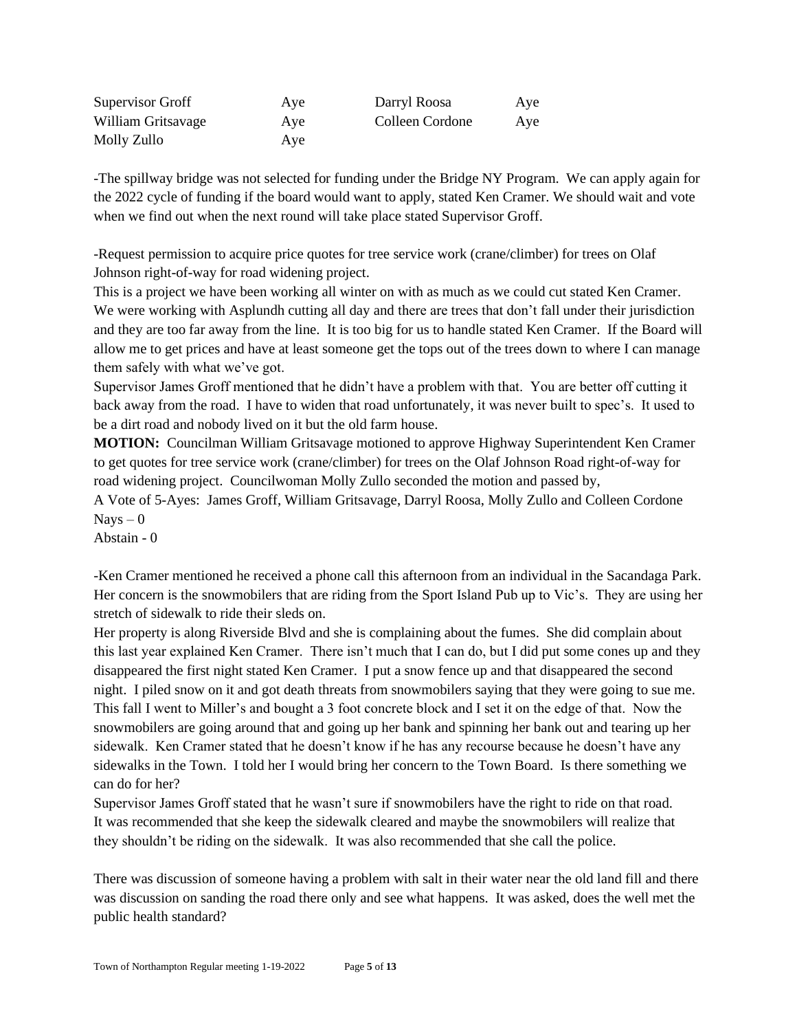| | | | |
|---|---|---|---|
| Supervisor Groff | Aye | Darryl Roosa | Aye |
| William Gritsavage | Aye | Colleen Cordone | Aye |
| Molly Zullo | Aye | | |

-The spillway bridge was not selected for funding under the Bridge NY Program. We can apply again for the 2022 cycle of funding if the board would want to apply, stated Ken Cramer. We should wait and vote when we find out when the next round will take place stated Supervisor Groff.

-Request permission to acquire price quotes for tree service work (crane/climber) for trees on Olaf Johnson right-of-way for road widening project.
This is a project we have been working all winter on with as much as we could cut stated Ken Cramer. We were working with Asplundh cutting all day and there are trees that don't fall under their jurisdiction and they are too far away from the line. It is too big for us to handle stated Ken Cramer. If the Board will allow me to get prices and have at least someone get the tops out of the trees down to where I can manage them safely with what we've got.
Supervisor James Groff mentioned that he didn't have a problem with that. You are better off cutting it back away from the road. I have to widen that road unfortunately, it was never built to spec's. It used to be a dirt road and nobody lived on it but the old farm house.
**MOTION:** Councilman William Gritsavage motioned to approve Highway Superintendent Ken Cramer to get quotes for tree service work (crane/climber) for trees on the Olaf Johnson Road right-of-way for road widening project. Councilwoman Molly Zullo seconded the motion and passed by,
A Vote of 5-Ayes: James Groff, William Gritsavage, Darryl Roosa, Molly Zullo and Colleen Cordone
Nays – 0
Abstain - 0

-Ken Cramer mentioned he received a phone call this afternoon from an individual in the Sacandaga Park. Her concern is the snowmobilers that are riding from the Sport Island Pub up to Vic's. They are using her stretch of sidewalk to ride their sleds on.
Her property is along Riverside Blvd and she is complaining about the fumes. She did complain about this last year explained Ken Cramer. There isn't much that I can do, but I did put some cones up and they disappeared the first night stated Ken Cramer. I put a snow fence up and that disappeared the second night. I piled snow on it and got death threats from snowmobilers saying that they were going to sue me. This fall I went to Miller's and bought a 3 foot concrete block and I set it on the edge of that. Now the snowmobilers are going around that and going up her bank and spinning her bank out and tearing up her sidewalk. Ken Cramer stated that he doesn't know if he has any recourse because he doesn't have any sidewalks in the Town. I told her I would bring her concern to the Town Board. Is there something we can do for her?
Supervisor James Groff stated that he wasn't sure if snowmobilers have the right to ride on that road. It was recommended that she keep the sidewalk cleared and maybe the snowmobilers will realize that they shouldn't be riding on the sidewalk. It was also recommended that she call the police.

There was discussion of someone having a problem with salt in their water near the old land fill and there was discussion on sanding the road there only and see what happens. It was asked, does the well met the public health standard?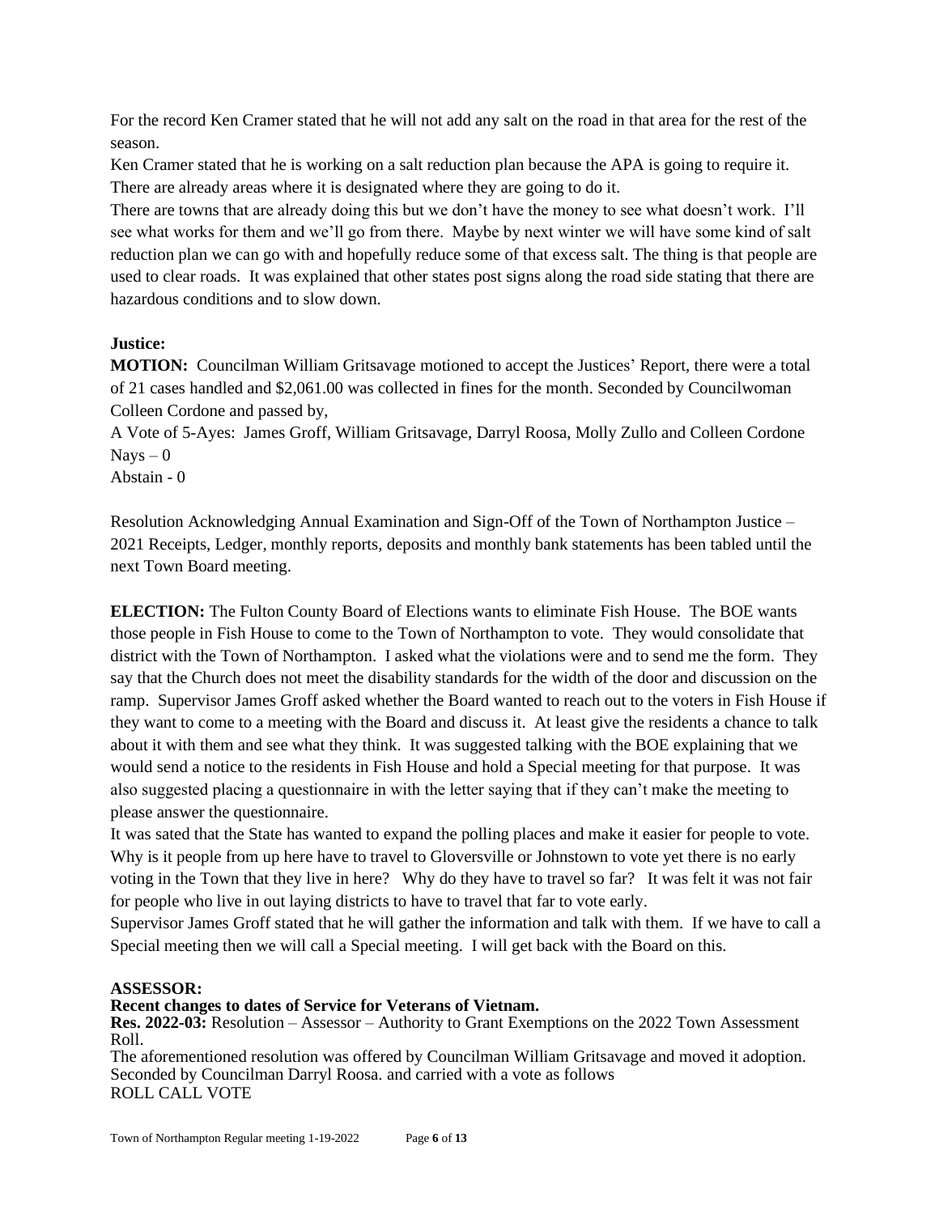For the record Ken Cramer stated that he will not add any salt on the road in that area for the rest of the season.

Ken Cramer stated that he is working on a salt reduction plan because the APA is going to require it. There are already areas where it is designated where they are going to do it.

There are towns that are already doing this but we don't have the money to see what doesn't work. I'll see what works for them and we'll go from there. Maybe by next winter we will have some kind of salt reduction plan we can go with and hopefully reduce some of that excess salt. The thing is that people are used to clear roads. It was explained that other states post signs along the road side stating that there are hazardous conditions and to slow down.

**Justice:**

**MOTION:** Councilman William Gritsavage motioned to accept the Justices' Report, there were a total of 21 cases handled and $2,061.00 was collected in fines for the month. Seconded by Councilwoman Colleen Cordone and passed by,

A Vote of 5-Ayes: James Groff, William Gritsavage, Darryl Roosa, Molly Zullo and Colleen Cordone
Nays – 0
Abstain - 0

Resolution Acknowledging Annual Examination and Sign-Off of the Town of Northampton Justice – 2021 Receipts, Ledger, monthly reports, deposits and monthly bank statements has been tabled until the next Town Board meeting.

**ELECTION:** The Fulton County Board of Elections wants to eliminate Fish House. The BOE wants those people in Fish House to come to the Town of Northampton to vote. They would consolidate that district with the Town of Northampton. I asked what the violations were and to send me the form. They say that the Church does not meet the disability standards for the width of the door and discussion on the ramp. Supervisor James Groff asked whether the Board wanted to reach out to the voters in Fish House if they want to come to a meeting with the Board and discuss it. At least give the residents a chance to talk about it with them and see what they think. It was suggested talking with the BOE explaining that we would send a notice to the residents in Fish House and hold a Special meeting for that purpose. It was also suggested placing a questionnaire in with the letter saying that if they can't make the meeting to please answer the questionnaire.

It was sated that the State has wanted to expand the polling places and make it easier for people to vote. Why is it people from up here have to travel to Gloversville or Johnstown to vote yet there is no early voting in the Town that they live in here? Why do they have to travel so far? It was felt it was not fair for people who live in out laying districts to have to travel that far to vote early.

Supervisor James Groff stated that he will gather the information and talk with them. If we have to call a Special meeting then we will call a Special meeting. I will get back with the Board on this.

**ASSESSOR:**

**Recent changes to dates of Service for Veterans of Vietnam.**

**Res. 2022-03:** Resolution – Assessor – Authority to Grant Exemptions on the 2022 Town Assessment Roll.

The aforementioned resolution was offered by Councilman William Gritsavage and moved it adoption. Seconded by Councilman Darryl Roosa. and carried with a vote as follows

ROLL CALL VOTE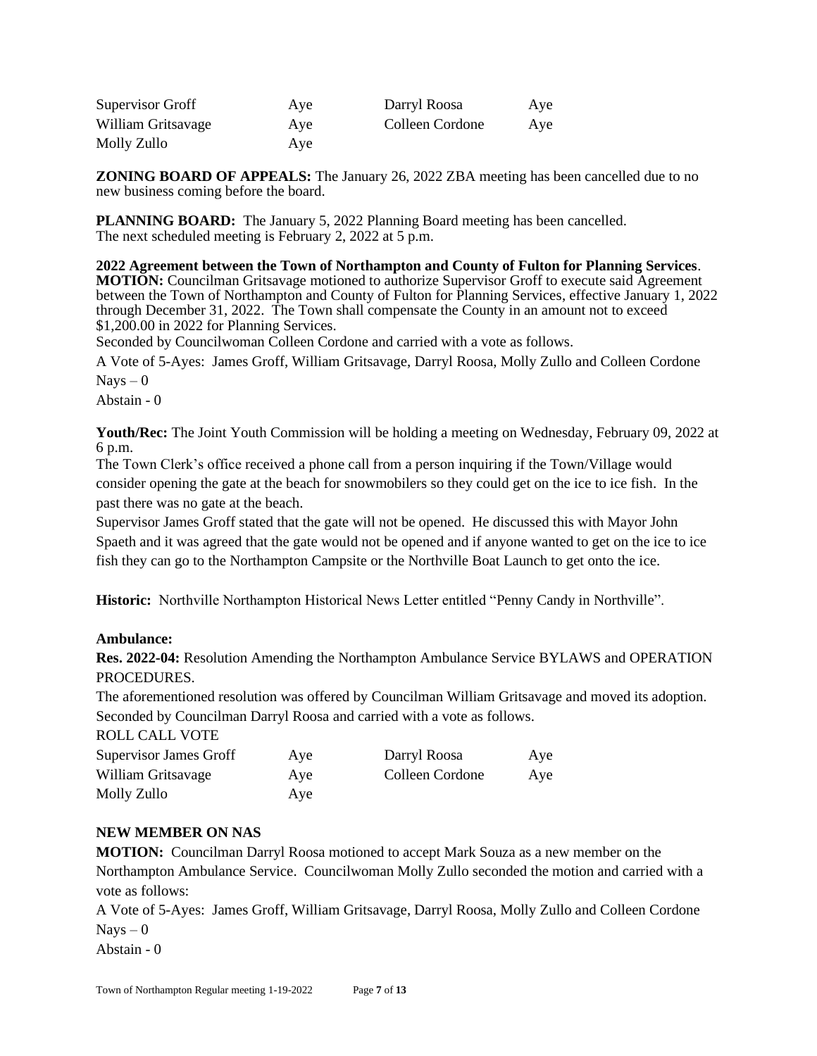| | | | |
|---|---|---|---|
| Supervisor Groff | Aye | Darryl Roosa | Aye |
| William Gritsavage | Aye | Colleen Cordone | Aye |
| Molly Zullo | Aye | | |

**ZONING BOARD OF APPEALS:** The January 26, 2022 ZBA meeting has been cancelled due to no new business coming before the board.

**PLANNING BOARD:** The January 5, 2022 Planning Board meeting has been cancelled. The next scheduled meeting is February 2, 2022 at 5 p.m.

**2022 Agreement between the Town of Northampton and County of Fulton for Planning Services**.
**MOTION:** Councilman Gritsavage motioned to authorize Supervisor Groff to execute said Agreement between the Town of Northampton and County of Fulton for Planning Services, effective January 1, 2022 through December 31, 2022. The Town shall compensate the County in an amount not to exceed $1,200.00 in 2022 for Planning Services.
Seconded by Councilwoman Colleen Cordone and carried with a vote as follows.
A Vote of 5-Ayes: James Groff, William Gritsavage, Darryl Roosa, Molly Zullo and Colleen Cordone
Nays – 0
Abstain - 0

**Youth/Rec:** The Joint Youth Commission will be holding a meeting on Wednesday, February 09, 2022 at 6 p.m.
The Town Clerk's office received a phone call from a person inquiring if the Town/Village would consider opening the gate at the beach for snowmobilers so they could get on the ice to ice fish. In the past there was no gate at the beach.
Supervisor James Groff stated that the gate will not be opened. He discussed this with Mayor John Spaeth and it was agreed that the gate would not be opened and if anyone wanted to get on the ice to ice fish they can go to the Northampton Campsite or the Northville Boat Launch to get onto the ice.

**Historic:** Northville Northampton Historical News Letter entitled "Penny Candy in Northville".

**Ambulance:**
**Res. 2022-04:** Resolution Amending the Northampton Ambulance Service BYLAWS and OPERATION PROCEDURES.
The aforementioned resolution was offered by Councilman William Gritsavage and moved its adoption. Seconded by Councilman Darryl Roosa and carried with a vote as follows.
ROLL CALL VOTE

| | | | |
|---|---|---|---|
| Supervisor James Groff | Aye | Darryl Roosa | Aye |
| William Gritsavage | Aye | Colleen Cordone | Aye |
| Molly Zullo | Aye | | |

**NEW MEMBER ON NAS**
**MOTION:** Councilman Darryl Roosa motioned to accept Mark Souza as a new member on the Northampton Ambulance Service. Councilwoman Molly Zullo seconded the motion and carried with a vote as follows:
A Vote of 5-Ayes: James Groff, William Gritsavage, Darryl Roosa, Molly Zullo and Colleen Cordone
Nays – 0
Abstain - 0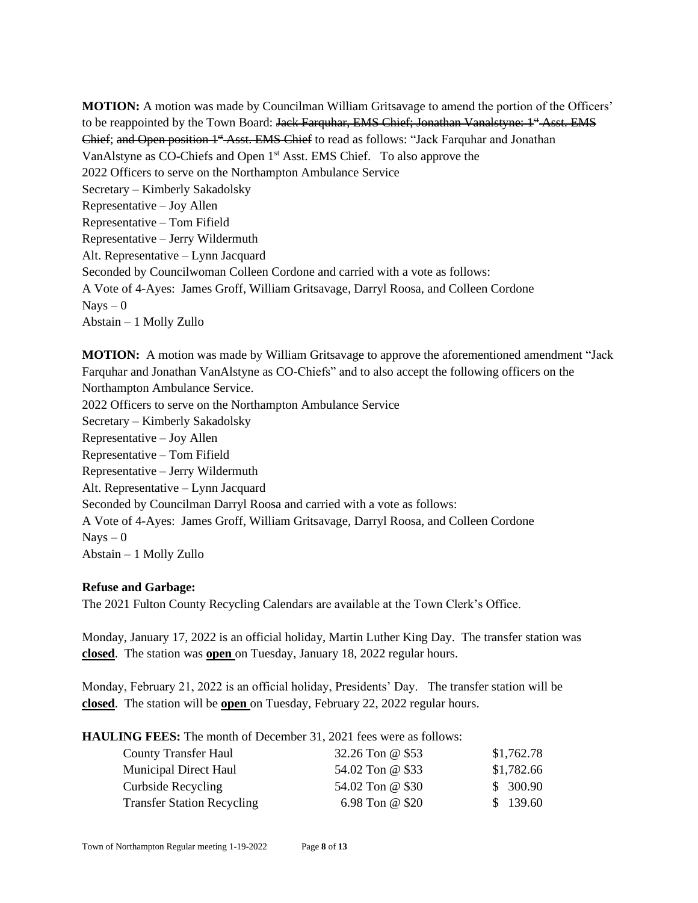**MOTION:** A motion was made by Councilman William Gritsavage to amend the portion of the Officers' to be reappointed by the Town Board: ~~Jack Farquhar, EMS Chief; Jonathan Vanalstyne: 1st Asst. EMS Chief~~; ~~and Open position 1st Asst. EMS Chief~~ to read as follows: "Jack Farquhar and Jonathan VanAlstyne as CO-Chiefs and Open 1st Asst. EMS Chief. To also approve the
2022 Officers to serve on the Northampton Ambulance Service
Secretary – Kimberly Sakadolsky
Representative – Joy Allen
Representative – Tom Fifield
Representative – Jerry Wildermuth
Alt. Representative – Lynn Jacquard
Seconded by Councilwoman Colleen Cordone and carried with a vote as follows:
A Vote of 4-Ayes: James Groff, William Gritsavage, Darryl Roosa, and Colleen Cordone
Nays – 0
Abstain – 1 Molly Zullo

**MOTION:** A motion was made by William Gritsavage to approve the aforementioned amendment "Jack Farquhar and Jonathan VanAlstyne as CO-Chiefs" and to also accept the following officers on the Northampton Ambulance Service.
2022 Officers to serve on the Northampton Ambulance Service
Secretary – Kimberly Sakadolsky
Representative – Joy Allen
Representative – Tom Fifield
Representative – Jerry Wildermuth
Alt. Representative – Lynn Jacquard
Seconded by Councilman Darryl Roosa and carried with a vote as follows:
A Vote of 4-Ayes: James Groff, William Gritsavage, Darryl Roosa, and Colleen Cordone
Nays – 0
Abstain – 1 Molly Zullo

**Refuse and Garbage:**
The 2021 Fulton County Recycling Calendars are available at the Town Clerk's Office.

Monday, January 17, 2022 is an official holiday, Martin Luther King Day. The transfer station was **closed**. The station was **open** on Tuesday, January 18, 2022 regular hours.

Monday, February 21, 2022 is an official holiday, Presidents' Day. The transfer station will be **closed**. The station will be **open** on Tuesday, February 22, 2022 regular hours.

**HAULING FEES:** The month of December 31, 2021 fees were as follows:

| | | |
|---|---|---|
| County Transfer Haul | 32.26 Ton @ $53 | $1,762.78 |
| Municipal Direct Haul | 54.02 Ton @ $33 | $1,782.66 |
| Curbside Recycling | 54.02 Ton @ $30 | $ 300.90 |
| Transfer Station Recycling | 6.98 Ton @ $20 | $ 139.60 |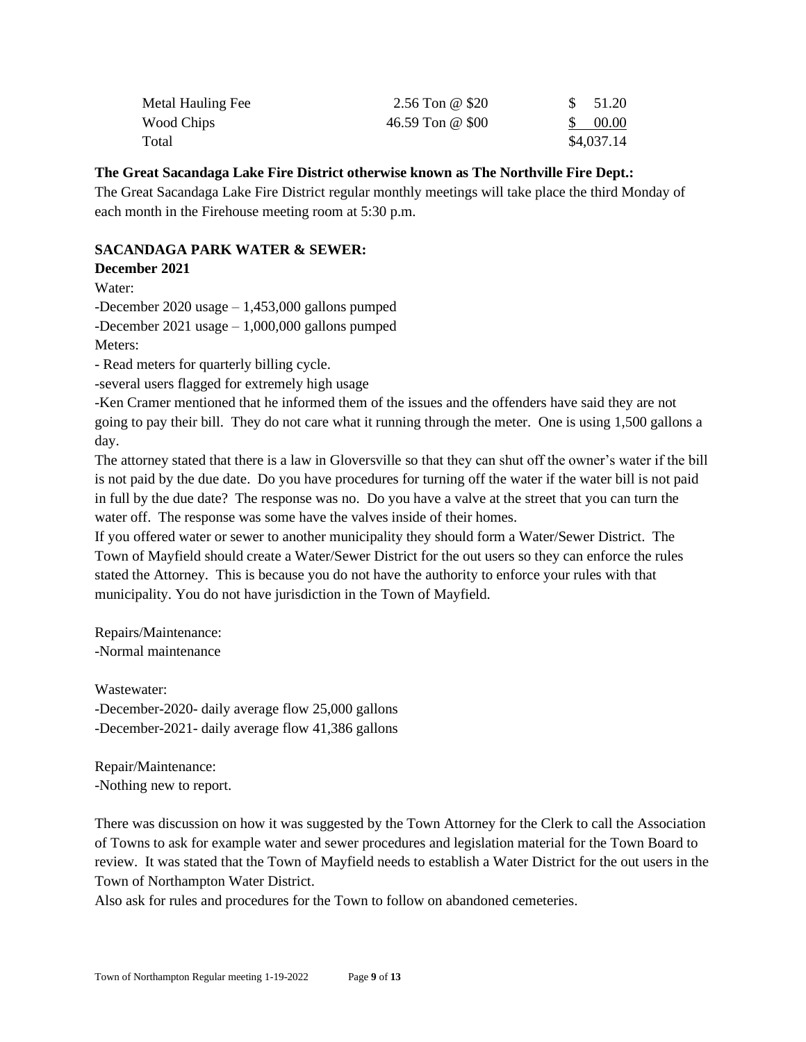| | | |
|---|---|---|
| Metal Hauling Fee | 2.56 Ton @ $20 | $ 51.20 |
| Wood Chips | 46.59 Ton @ $00 | $ 00.00 |
| Total | | $4,037.14 |

**The Great Sacandaga Lake Fire District otherwise known as The Northville Fire Dept.:**

The Great Sacandaga Lake Fire District regular monthly meetings will take place the third Monday of each month in the Firehouse meeting room at 5:30 p.m.

**SACANDAGA PARK WATER & SEWER:**

**December 2021**

Water:

-December 2020 usage – 1,453,000 gallons pumped

-December 2021 usage – 1,000,000 gallons pumped

Meters:

- Read meters for quarterly billing cycle.

-several users flagged for extremely high usage

-Ken Cramer mentioned that he informed them of the issues and the offenders have said they are not going to pay their bill. They do not care what it running through the meter. One is using 1,500 gallons a day.

The attorney stated that there is a law in Gloversville so that they can shut off the owner's water if the bill is not paid by the due date. Do you have procedures for turning off the water if the water bill is not paid in full by the due date? The response was no. Do you have a valve at the street that you can turn the water off. The response was some have the valves inside of their homes.

If you offered water or sewer to another municipality they should form a Water/Sewer District. The Town of Mayfield should create a Water/Sewer District for the out users so they can enforce the rules stated the Attorney. This is because you do not have the authority to enforce your rules with that municipality. You do not have jurisdiction in the Town of Mayfield.

Repairs/Maintenance:

-Normal maintenance

Wastewater:

-December-2020- daily average flow 25,000 gallons

-December-2021- daily average flow 41,386 gallons

Repair/Maintenance:

-Nothing new to report.

There was discussion on how it was suggested by the Town Attorney for the Clerk to call the Association of Towns to ask for example water and sewer procedures and legislation material for the Town Board to review. It was stated that the Town of Mayfield needs to establish a Water District for the out users in the Town of Northampton Water District.

Also ask for rules and procedures for the Town to follow on abandoned cemeteries.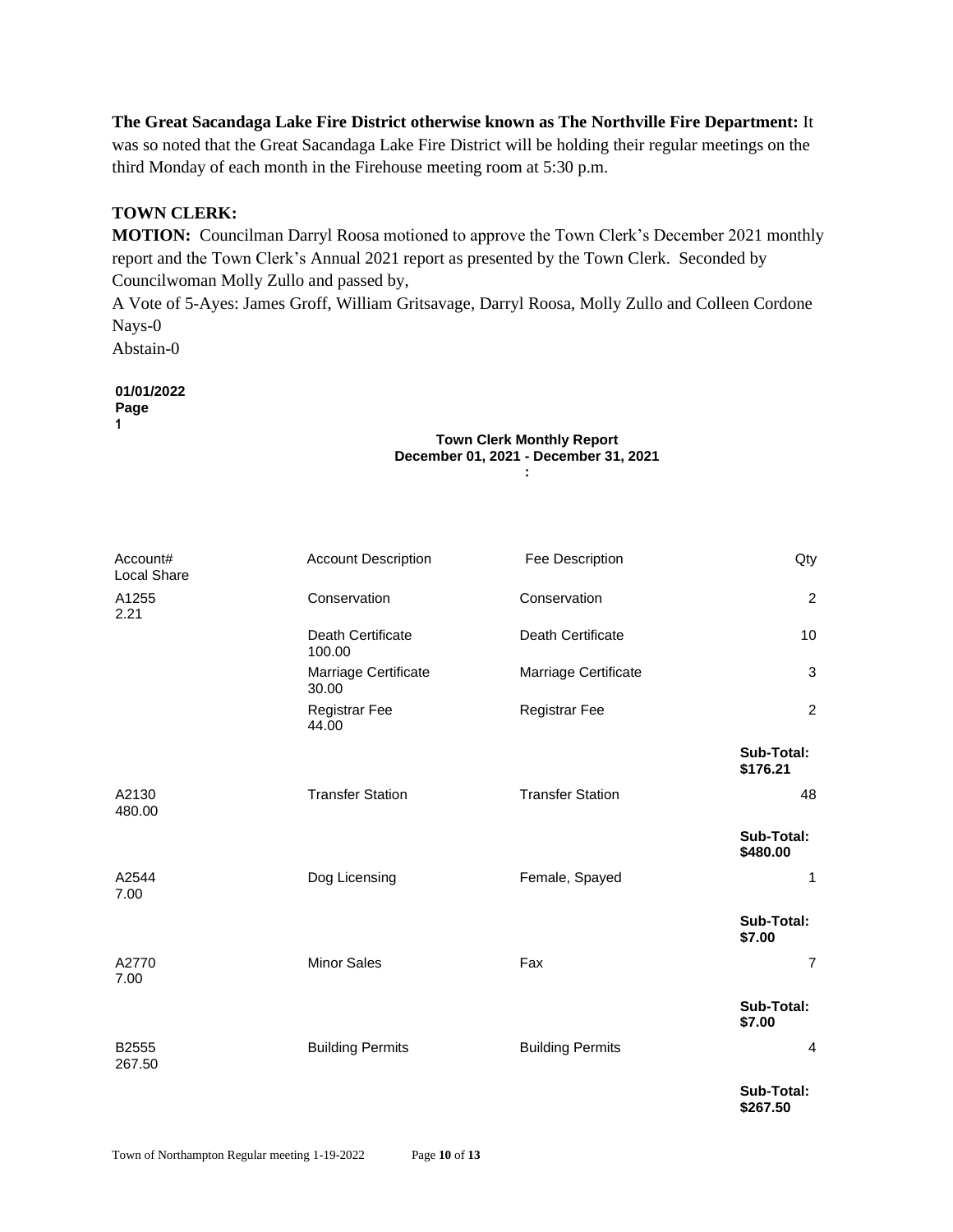**The Great Sacandaga Lake Fire District otherwise known as The Northville Fire Department:** It was so noted that the Great Sacandaga Lake Fire District will be holding their regular meetings on the third Monday of each month in the Firehouse meeting room at 5:30 p.m.

**TOWN CLERK:**

**MOTION:** Councilman Darryl Roosa motioned to approve the Town Clerk's December 2021 monthly report and the Town Clerk's Annual 2021 report as presented by the Town Clerk. Seconded by Councilwoman Molly Zullo and passed by,

A Vote of 5-Ayes: James Groff, William Gritsavage, Darryl Roosa, Molly Zullo and Colleen Cordone

Nays-0

Abstain-0

**01/01/2022**
**Page**
**1**

**Town Clerk Monthly Report**
**December 01, 2021 - December 31, 2021**
**:**

| Account# | Account Description | Fee Description | Qty | Local Share |
|---|---|---|---|---|
| A1255 | Conservation | Conservation | 2 | 2.21 |
| | Death Certificate | Death Certificate | 10 | 100.00 |
| | Marriage Certificate | Marriage Certificate | 3 | 30.00 |
| | Registrar Fee | Registrar Fee | 2 | 44.00 |
| | | | **Sub-Total:** | **$176.21** |
| A2130 | Transfer Station | Transfer Station | 48 | 480.00 |
| | | | **Sub-Total:** | **$480.00** |
| A2544 | Dog Licensing | Female, Spayed | 1 | 7.00 |
| | | | **Sub-Total:** | **$7.00** |
| A2770 | Minor Sales | Fax | 7 | 7.00 |
| | | | **Sub-Total:** | **$7.00** |
| B2555 | Building Permits | Building Permits | 4 | 267.50 |
| | | | **Sub-Total:** | **$267.50** |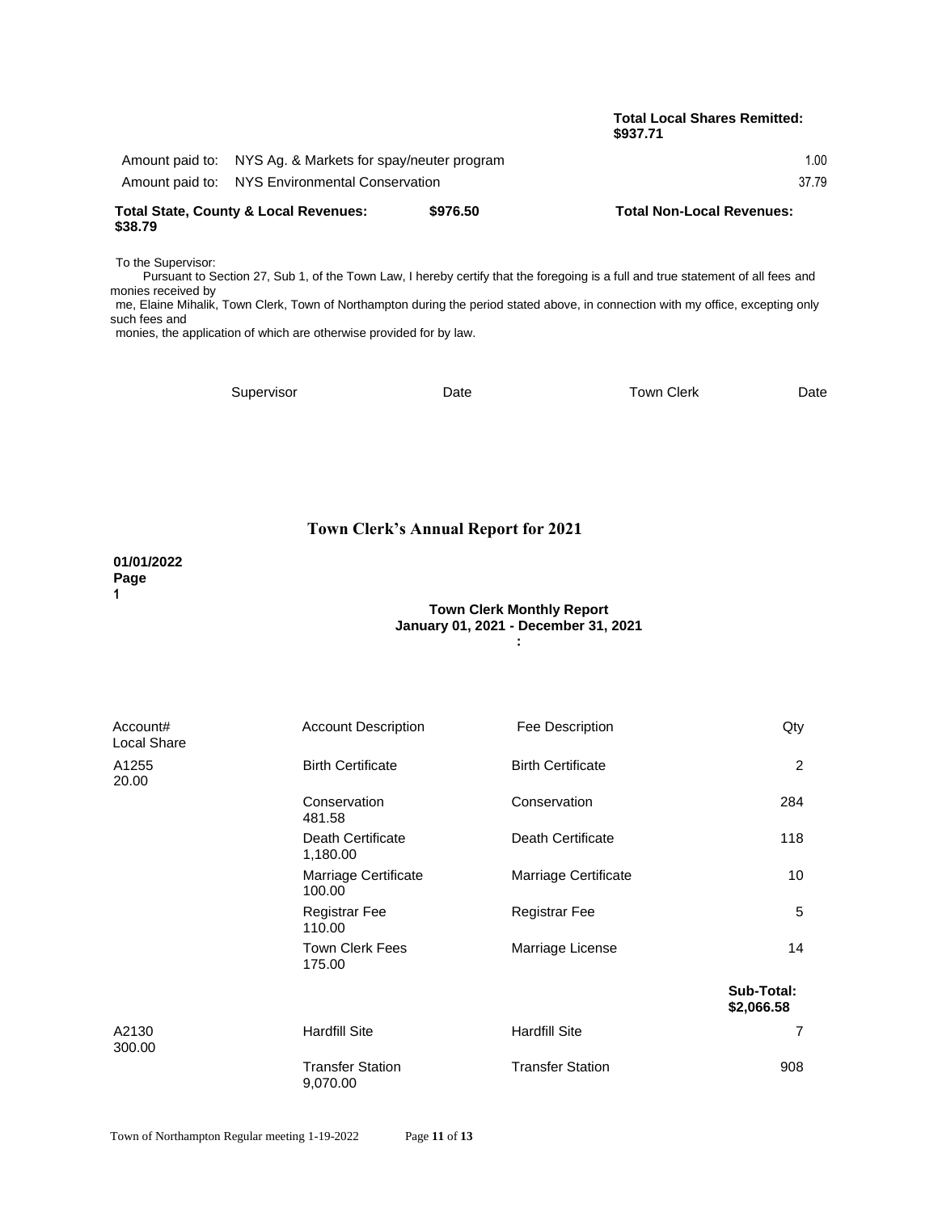**Total Local Shares Remitted: $937.71**

| | | |
|---|---|---|
| Amount paid to: | NYS Ag. & Markets for spay/neuter program | 1.00 |
| Amount paid to: | NYS Environmental Conservation | 37.79 |

**Total State, County & Local Revenues: $976.50** **Total Non-Local Revenues: $38.79**

To the Supervisor:

Pursuant to Section 27, Sub 1, of the Town Law, I hereby certify that the foregoing is a full and true statement of all fees and monies received by me, Elaine Mihalik, Town Clerk, Town of Northampton during the period stated above, in connection with my office, excepting only such fees and monies, the application of which are otherwise provided for by law.

Supervisor Date Town Clerk Date

## Town Clerk's Annual Report for 2021

**01/01/2022**
**Page 1**

**Town Clerk Monthly Report**
**January 01, 2021 - December 31, 2021**
**:**

| Account# | Account Description | Fee Description | Qty | Local Share |
|---|---|---|---|---|
| A1255 | Birth Certificate | Birth Certificate | 2 | 20.00 |
| | Conservation | Conservation | 284 | 481.58 |
| | Death Certificate | Death Certificate | 118 | 1,180.00 |
| | Marriage Certificate | Marriage Certificate | 10 | 100.00 |
| | Registrar Fee | Registrar Fee | 5 | 110.00 |
| | Town Clerk Fees | Marriage License | 14 | 175.00 |
| | | | **Sub-Total:** | **$2,066.58** |
| A2130 | Hardfill Site | Hardfill Site | 7 | 300.00 |
| | Transfer Station | Transfer Station | 908 | 9,070.00 |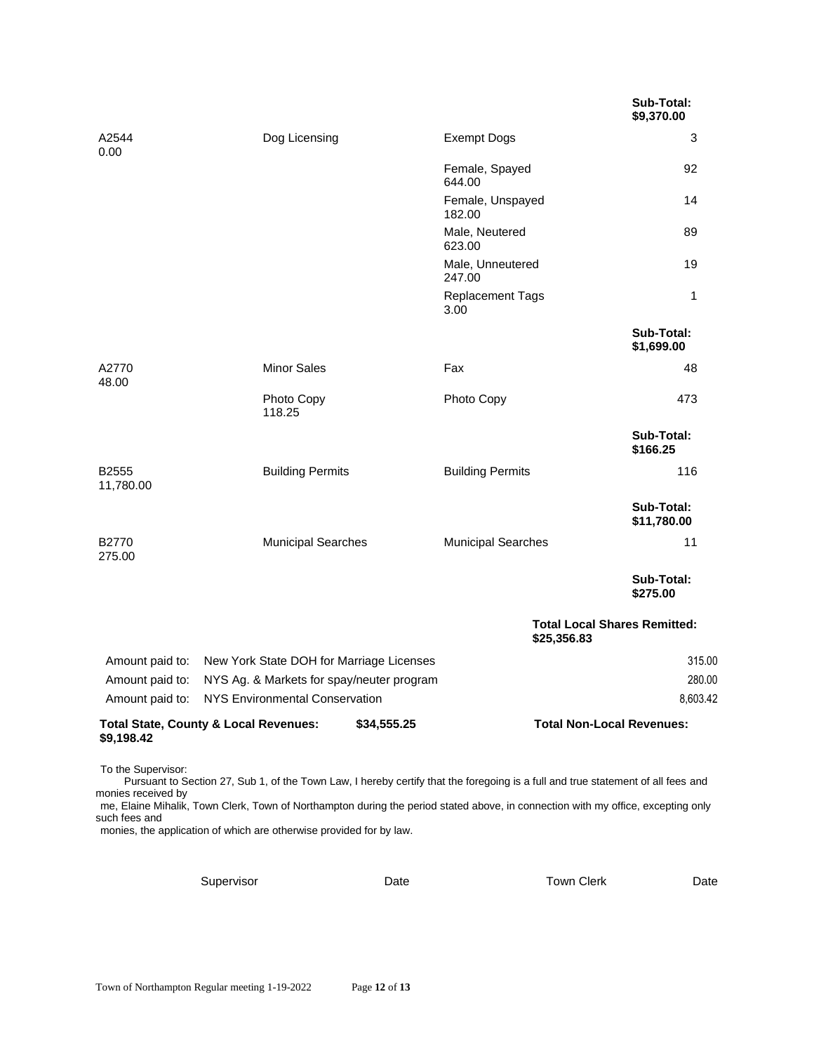| | | | |
|---|---|---|---|
| | | | **Sub-Total: $9,370.00** |
| A2544 0.00 | Dog Licensing | Exempt Dogs | 3 |
| | | Female, Spayed 644.00 | 92 |
| | | Female, Unspayed 182.00 | 14 |
| | | Male, Neutered 623.00 | 89 |
| | | Male, Unneutered 247.00 | 19 |
| | | Replacement Tags 3.00 | 1 |
| | | | **Sub-Total: $1,699.00** |
| A2770 48.00 | Minor Sales | Fax | 48 |
| | Photo Copy 118.25 | Photo Copy | 473 |
| | | | **Sub-Total: $166.25** |
| B2555 11,780.00 | Building Permits | Building Permits | 116 |
| | | | **Sub-Total: $11,780.00** |
| B2770 275.00 | Municipal Searches | Municipal Searches | 11 |
| | | | **Sub-Total: $275.00** |

**Total Local Shares Remitted: $25,356.83**

| | | |
|---|---|---|
| Amount paid to: | New York State DOH for Marriage Licenses | 315.00 |
| Amount paid to: | NYS Ag. & Markets for spay/neuter program | 280.00 |
| Amount paid to: | NYS Environmental Conservation | 8,603.42 |

**Total State, County & Local Revenues: $34,555.25** **Total Non-Local Revenues: $9,198.42**

To the Supervisor:
Pursuant to Section 27, Sub 1, of the Town Law, I hereby certify that the foregoing is a full and true statement of all fees and monies received by me, Elaine Mihalik, Town Clerk, Town of Northampton during the period stated above, in connection with my office, excepting only such fees and monies, the application of which are otherwise provided for by law.

Supervisor Date Town Clerk Date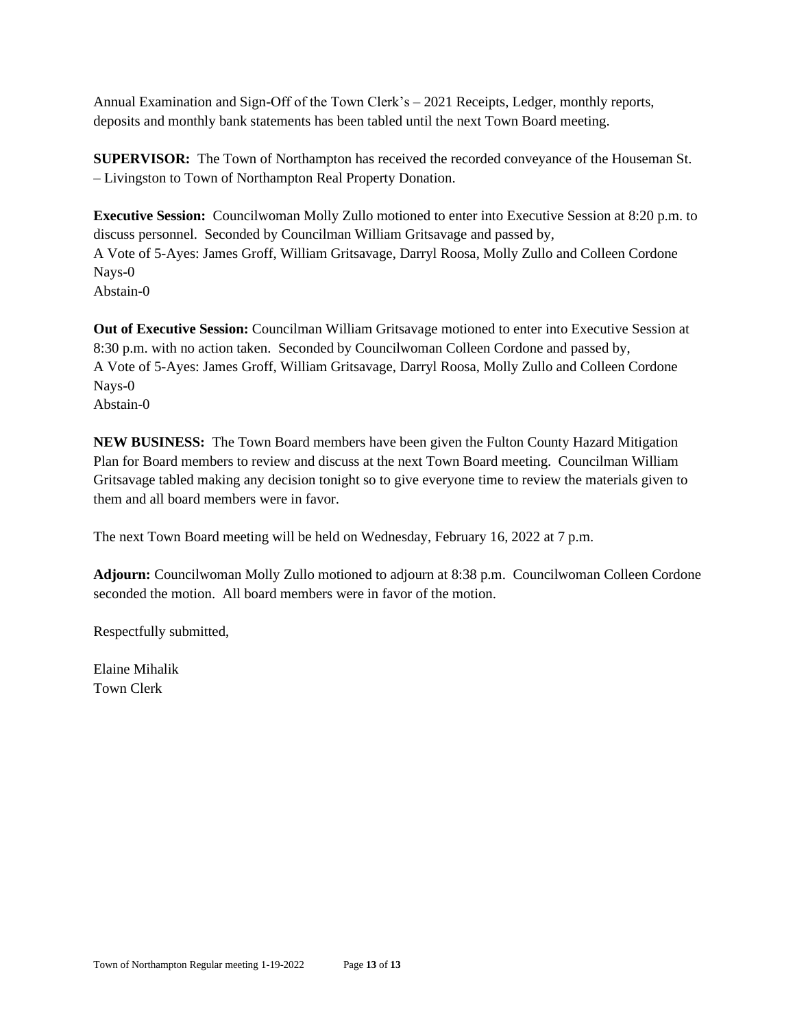Annual Examination and Sign-Off of the Town Clerk's – 2021 Receipts, Ledger, monthly reports, deposits and monthly bank statements has been tabled until the next Town Board meeting.

**SUPERVISOR:** The Town of Northampton has received the recorded conveyance of the Houseman St. – Livingston to Town of Northampton Real Property Donation.

**Executive Session:** Councilwoman Molly Zullo motioned to enter into Executive Session at 8:20 p.m. to discuss personnel. Seconded by Councilman William Gritsavage and passed by,
A Vote of 5-Ayes: James Groff, William Gritsavage, Darryl Roosa, Molly Zullo and Colleen Cordone
Nays-0
Abstain-0

**Out of Executive Session:** Councilman William Gritsavage motioned to enter into Executive Session at 8:30 p.m. with no action taken. Seconded by Councilwoman Colleen Cordone and passed by,
A Vote of 5-Ayes: James Groff, William Gritsavage, Darryl Roosa, Molly Zullo and Colleen Cordone
Nays-0
Abstain-0

**NEW BUSINESS:** The Town Board members have been given the Fulton County Hazard Mitigation Plan for Board members to review and discuss at the next Town Board meeting. Councilman William Gritsavage tabled making any decision tonight so to give everyone time to review the materials given to them and all board members were in favor.

The next Town Board meeting will be held on Wednesday, February 16, 2022 at 7 p.m.

**Adjourn:** Councilwoman Molly Zullo motioned to adjourn at 8:38 p.m. Councilwoman Colleen Cordone seconded the motion. All board members were in favor of the motion.

Respectfully submitted,

Elaine Mihalik
Town Clerk